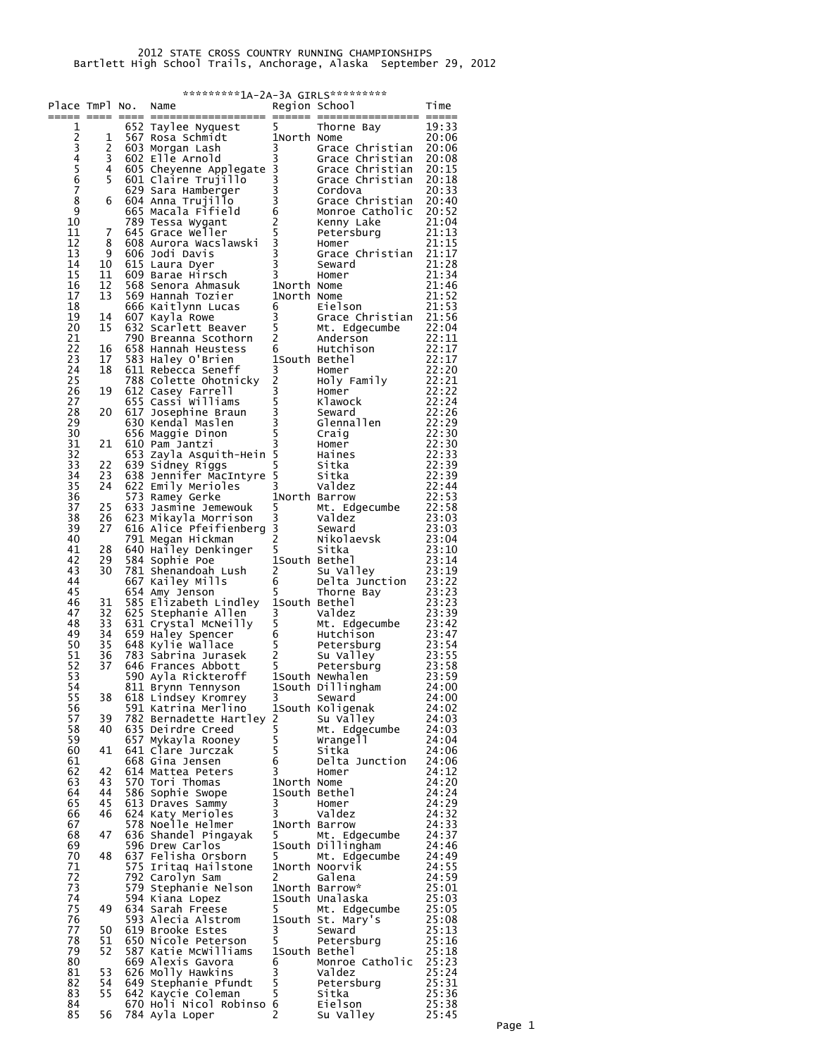2012 STATE CROSS COUNTRY RUNNING CHAMPIONSHIPS
Bartlett High School Trails, Anchorage, Alaska September 29, 2012

*********1A-2A-3A GIRLS*********

| Place | TmPl | No. | Name | Region | School | Time |
|---|---|---|---|---|---|---|
| 1 | | 652 | Taylee Nyquest | 5 | Thorne Bay | 19:33 |
| 2 | 1 | 567 | Rosa Schmidt | 1North | Nome | 20:06 |
| 3 | 2 | 603 | Morgan Lash | 3 | Grace Christian | 20:06 |
| 4 | 3 | 602 | Elle Arnold | 3 | Grace Christian | 20:08 |
| 5 | 4 | 605 | Cheyenne Applegate | 3 | Grace Christian | 20:15 |
| 6 | 5 | 601 | Claire Trujillo | 3 | Grace Christian | 20:18 |
| 7 | | 629 | Sara Hamberger | 3 | Cordova | 20:33 |
| 8 | 6 | 604 | Anna Trujillo | 3 | Grace Christian | 20:40 |
| 9 | | 665 | Macala Fifield | 6 | Monroe Catholic | 20:52 |
| 10 | | 789 | Tessa Wygant | 2 | Kenny Lake | 21:04 |
| 11 | 7 | 645 | Grace Weller | 5 | Petersburg | 21:13 |
| 12 | 8 | 608 | Aurora Wacslawski | 3 | Homer | 21:15 |
| 13 | 9 | 606 | Jodi Davis | 3 | Grace Christian | 21:17 |
| 14 | 10 | 615 | Laura Dyer | 3 | Seward | 21:28 |
| 15 | 11 | 609 | Barae Hirsch | 3 | Homer | 21:34 |
| 16 | 12 | 568 | Senora Ahmasuk | 1North | Nome | 21:46 |
| 17 | 13 | 569 | Hannah Tozier | 1North | Nome | 21:52 |
| 18 | | 666 | Kaitlynn Lucas | 6 | Eielson | 21:53 |
| 19 | 14 | 607 | Kayla Rowe | 3 | Grace Christian | 21:56 |
| 20 | 15 | 632 | Scarlett Beaver | 5 | Mt. Edgecumbe | 22:04 |
| 21 | | 790 | Breanna Scothorn | 2 | Anderson | 22:11 |
| 22 | 16 | 658 | Hannah Heustess | 6 | Hutchison | 22:17 |
| 23 | 17 | 583 | Haley O'Brien | 1South | Bethel | 22:17 |
| 24 | 18 | 611 | Rebecca Seneff | 3 | Homer | 22:20 |
| 25 | | 788 | Colette Ohotnicky | 2 | Holy Family | 22:21 |
| 26 | 19 | 612 | Casey Farrell | 3 | Homer | 22:22 |
| 27 | | 655 | Cassi Williams | 5 | Klawock | 22:24 |
| 28 | 20 | 617 | Josephine Braun | 3 | Seward | 22:26 |
| 29 | | 630 | Kendal Maslen | 3 | Glennallen | 22:29 |
| 30 | | 656 | Maggie Dinon | 5 | Craig | 22:30 |
| 31 | 21 | 610 | Pam Jantzi | 3 | Homer | 22:30 |
| 32 | | 653 | Zayla Asquith-Hein | 5 | Haines | 22:33 |
| 33 | 22 | 639 | Sidney Riggs | 5 | Sitka | 22:39 |
| 34 | 23 | 638 | Jennifer MacIntyre | 5 | Sitka | 22:39 |
| 35 | 24 | 622 | Emily Merioles | 3 | Valdez | 22:44 |
| 36 | | 573 | Ramey Gerke | 1North | Barrow | 22:53 |
| 37 | 25 | 633 | Jasmine Jemewouk | 5 | Mt. Edgecumbe | 22:58 |
| 38 | 26 | 623 | Mikayla Morrison | 3 | Valdez | 23:03 |
| 39 | 27 | 616 | Alice Pfeifienberg | 3 | Seward | 23:03 |
| 40 | | 791 | Megan Hickman | 2 | Nikolaevsk | 23:04 |
| 41 | 28 | 640 | Hailey Denkinger | 5 | Sitka | 23:10 |
| 42 | 29 | 584 | Sophie Poe | 1South | Bethel | 23:14 |
| 43 | 30 | 781 | Shenandoah Lush | 2 | Su Valley | 23:19 |
| 44 | | 667 | Kailey Mills | 6 | Delta Junction | 23:22 |
| 45 | | 654 | Amy Jenson | 5 | Thorne Bay | 23:23 |
| 46 | 31 | 585 | Elizabeth Lindley | 1South | Bethel | 23:23 |
| 47 | 32 | 625 | Stephanie Allen | 3 | Valdez | 23:39 |
| 48 | 33 | 631 | Crystal McNeilly | 5 | Mt. Edgecumbe | 23:42 |
| 49 | 34 | 659 | Haley Spencer | 6 | Hutchison | 23:47 |
| 50 | 35 | 648 | Kylie Wallace | 5 | Petersburg | 23:54 |
| 51 | 36 | 783 | Sabrina Jurasek | 2 | Su Valley | 23:55 |
| 52 | 37 | 646 | Frances Abbott | 5 | Petersburg | 23:58 |
| 53 | | 590 | Ayla Rickteroff | 1South | Newhalen | 23:59 |
| 54 | | 811 | Brynn Tennyson | 1South | Dillingham | 24:00 |
| 55 | 38 | 618 | Lindsey Kromrey | 3 | Seward | 24:00 |
| 56 | | 591 | Katrina Merlino | 1South | Koligenak | 24:02 |
| 57 | 39 | 782 | Bernadette Hartley | 2 | Su Valley | 24:03 |
| 58 | 40 | 635 | Deirdre Creed | 5 | Mt. Edgecumbe | 24:03 |
| 59 | | 657 | Mykayla Rooney | 5 | Wrangell | 24:04 |
| 60 | 41 | 641 | Clare Jurczak | 5 | Sitka | 24:06 |
| 61 | | 668 | Gina Jensen | 6 | Delta Junction | 24:06 |
| 62 | 42 | 614 | Mattea Peters | 3 | Homer | 24:12 |
| 63 | 43 | 570 | Tori Thomas | 1North | Nome | 24:20 |
| 64 | 44 | 586 | Sophie Swope | 1South | Bethel | 24:24 |
| 65 | 45 | 613 | Draves Sammy | 3 | Homer | 24:29 |
| 66 | 46 | 624 | Katy Merioles | 3 | Valdez | 24:32 |
| 67 | | 578 | Noelle Helmer | 1North | Barrow | 24:33 |
| 68 | 47 | 636 | Shandel Pingayak | 5 | Mt. Edgecumbe | 24:37 |
| 69 | | 596 | Drew Carlos | 1South | Dillingham | 24:46 |
| 70 | 48 | 637 | Felisha Orsborn | 5 | Mt. Edgecumbe | 24:49 |
| 71 | | 575 | Iritaq Hailstone | 1North | Noorvik | 24:55 |
| 72 | | 792 | Carolyn Sam | 2 | Galena | 24:59 |
| 73 | | 579 | Stephanie Nelson | 1North | Barrow* | 25:01 |
| 74 | | 594 | Kiana Lopez | 1South | Unalaska | 25:03 |
| 75 | 49 | 634 | Sarah Freese | 5 | Mt. Edgecumbe | 25:05 |
| 76 | | 593 | Alecia Alstrom | 1South | St. Mary's | 25:08 |
| 77 | 50 | 619 | Brooke Estes | 3 | Seward | 25:13 |
| 78 | 51 | 650 | Nicole Peterson | 5 | Petersburg | 25:16 |
| 79 | 52 | 587 | Katie McWilliams | 1South | Bethel | 25:18 |
| 80 | | 669 | Alexis Gavora | 6 | Monroe Catholic | 25:23 |
| 81 | 53 | 626 | Molly Hawkins | 3 | Valdez | 25:24 |
| 82 | 54 | 649 | Stephanie Pfundt | 5 | Petersburg | 25:31 |
| 83 | 55 | 642 | Kaycie Coleman | 5 | Sitka | 25:36 |
| 84 | | 670 | Holi Nicol Robinso | 6 | Eielson | 25:38 |
| 85 | 56 | 784 | Ayla Loper | 2 | Su Valley | 25:45 |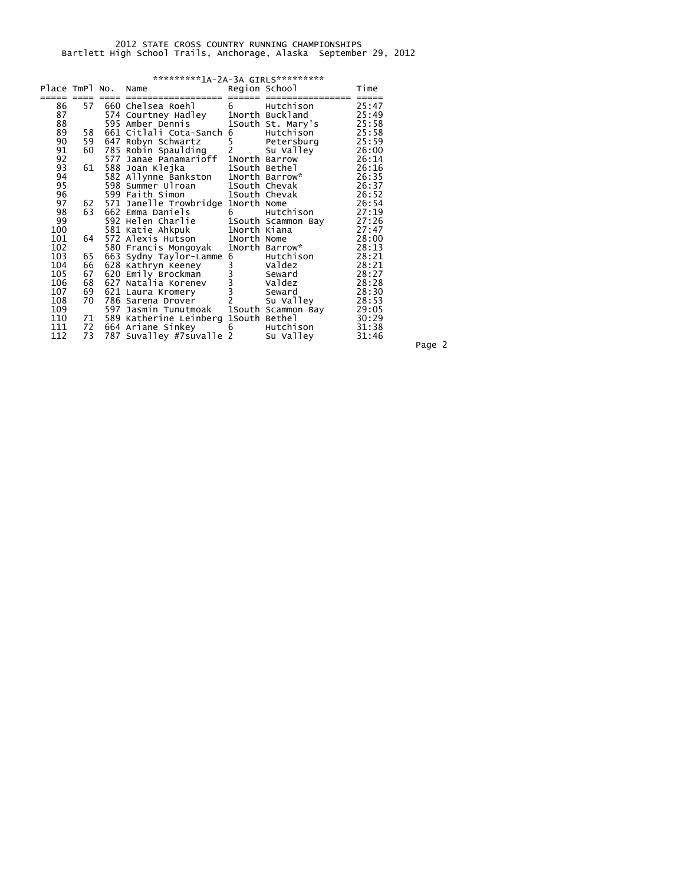2012 STATE CROSS COUNTRY RUNNING CHAMPIONSHIPS
Bartlett High School Trails, Anchorage, Alaska September 29, 2012

## *********1A-2A-3A GIRLS*********

| Place | TmPl | No. | Name | Region | School | Time |
|---|---|---|---|---|---|---|
| 86 | 57 | 660 | Chelsea Roehl | 6 | Hutchison | 25:47 |
| 87 | | 574 | Courtney Hadley | 1North | Buckland | 25:49 |
| 88 | | 595 | Amber Dennis | 1South | St. Mary's | 25:58 |
| 89 | 58 | 661 | Citlali Cota-Sanch | 6 | Hutchison | 25:58 |
| 90 | 59 | 647 | Robyn Schwartz | 5 | Petersburg | 25:59 |
| 91 | 60 | 785 | Robin Spaulding | 2 | Su Valley | 26:00 |
| 92 | | 577 | Janae Panamarioff | 1North | Barrow | 26:14 |
| 93 | 61 | 588 | Joan Klejka | 1South | Bethel | 26:16 |
| 94 | | 582 | Allynne Bankston | 1North | Barrow* | 26:35 |
| 95 | | 598 | Summer Ulroan | 1South | Chevak | 26:37 |
| 96 | | 599 | Faith Simon | 1South | Chevak | 26:52 |
| 97 | 62 | 571 | Janelle Trowbridge | 1North | Nome | 26:54 |
| 98 | 63 | 662 | Emma Daniels | 6 | Hutchison | 27:19 |
| 99 | | 592 | Helen Charlie | 1South | Scammon Bay | 27:26 |
| 100 | | 581 | Katie Ahkpuk | 1North | Kiana | 27:47 |
| 101 | 64 | 572 | Alexis Hutson | 1North | Nome | 28:00 |
| 102 | | 580 | Francis Mongoyak | 1North | Barrow* | 28:13 |
| 103 | 65 | 663 | Sydny Taylor-Lamme | 6 | Hutchison | 28:21 |
| 104 | 66 | 628 | Kathryn Keeney | 3 | Valdez | 28:21 |
| 105 | 67 | 620 | Emily Brockman | 3 | Seward | 28:27 |
| 106 | 68 | 627 | Natalia Korenev | 3 | Valdez | 28:28 |
| 107 | 69 | 621 | Laura Kromery | 3 | Seward | 28:30 |
| 108 | 70 | 786 | Sarena Drover | 2 | Su Valley | 28:53 |
| 109 | | 597 | Jasmin Tunutmoak | 1South | Scammon Bay | 29:05 |
| 110 | 71 | 589 | Katherine Leinberg | 1South | Bethel | 30:29 |
| 111 | 72 | 664 | Ariane Sinkey | 6 | Hutchison | 31:38 |
| 112 | 73 | 787 | Suvalley #7suvalle | 2 | Su Valley | 31:46 |